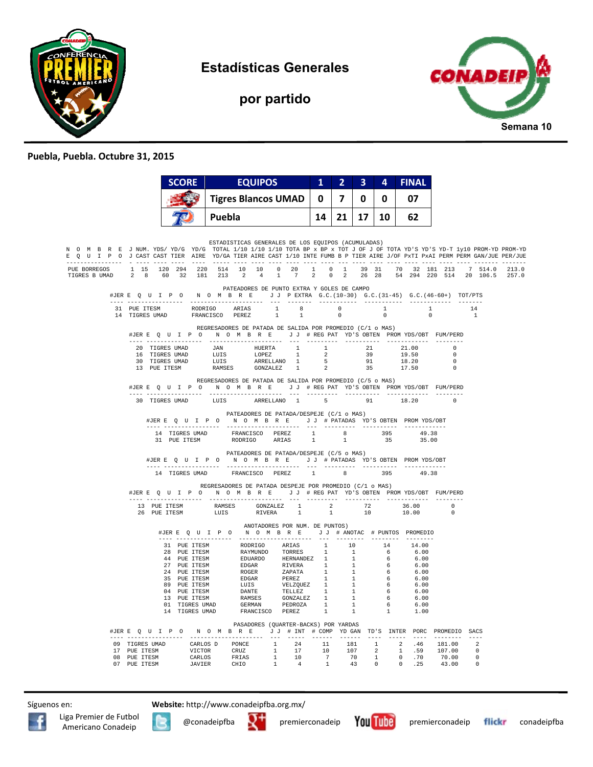# Estadísticas Generales

## por partido

Semana 10

**Puebla, Puebla. Octubre 31, 2015**

| SCORE | EQUIPOS | 1 | 2 | 3 | 4 | FINAL |
|---|---|---|---|---|---|---|
| | Tigres Blancos UMAD | 0 | 7 | 0 | 0 | 07 |
| | Puebla | 14 | 21 | 17 | 10 | 62 |

### ESTADISTICAS GENERALES DE LOS EQUIPOS (ACUMULADAS)

| NOMBRE EQUIPO | J J | NUM. CAST | YDS/ CAST | YD/G TIER | YD/G AIRE | TOTAL YD/GA | 1/10 TIER | 1/10 AIRE | 1/10 CAST | TOTA 1/10 | BP x INTE | BP x FUMB | TOT B P | J OF TIER | J OF AIRE | TOTA J/OF | YD'S PxTI | YD'S PxAI | YD-T PERM | 1y10 PERM | PROM-YD GAN/JUE | PROM-YD PER/JUE |
|---|---|---|---|---|---|---|---|---|---|---|---|---|---|---|---|---|---|---|---|---|---|---|
| PUE BORREGOS | 1 | 15 | 120 | 294 | 220 | 514 | 10 | 10 | 0 | 20 | 1 | 0 | 1 | 39 | 31 | 70 | 32 | 181 | 213 | 7 | 514.0 | 213.0 |
| TIGRES B UMAD | 2 | 8 | 60 | 32 | 181 | 213 | 2 | 4 | 1 | 7 | 2 | 0 | 2 | 26 | 28 | 54 | 294 | 220 | 514 | 20 | 106.5 | 257.0 |

### PATEADORES DE PUNTO EXTRA Y GOLES DE CAMPO

| #JER | EQUIPO | NOMBRE | | J J | P EXTRA | G.C.(10-30) | G.C.(31-45) | G.C.(46-60+) | TOT/PTS |
|---|---|---|---|---|---|---|---|---|---|
| 31 | PUE ITESM | RODRIGO | ARIAS | 1 | 8 | 0 | 1 | 1 | 14 |
| 14 | TIGRES UMAD | FRANCISCO | PEREZ | 1 | 1 | 0 | 0 | 0 | 1 |

### REGRESADORES DE PATADA DE SALIDA POR PROMEDIO (C/1 o MAS)

| #JER | EQUIPO | NOMBRE | | J J | # REG PAT | YD'S OBTEN | PROM YDS/OBT | FUM/PERD |
|---|---|---|---|---|---|---|---|---|
| 20 | TIGRES UMAD | JAN | HUERTA | 1 | 1 | 21 | 21.00 | 0 |
| 16 | TIGRES UMAD | LUIS | LOPEZ | 1 | 2 | 39 | 19.50 | 0 |
| 30 | TIGRES UMAD | LUIS | ARRELLANO | 1 | 5 | 91 | 18.20 | 0 |
| 13 | PUE ITESM | RAMSES | GONZALEZ | 1 | 2 | 35 | 17.50 | 0 |

### REGRESADORES DE PATADA DE SALIDA POR PROMEDIO (C/5 o MAS)

| #JER | EQUIPO | NOMBRE | | J J | # REG PAT | YD'S OBTEN | PROM YDS/OBT | FUM/PERD |
|---|---|---|---|---|---|---|---|---|
| 30 | TIGRES UMAD | LUIS | ARRELLANO | 1 | 5 | 91 | 18.20 | 0 |

### PATEADORES DE PATADA/DESPEJE (C/1 o MAS)

| #JER | EQUIPO | NOMBRE | | J J | # PATADAS | YD'S OBTEN | PROM YDS/OBT |
|---|---|---|---|---|---|---|---|
| 14 | TIGRES UMAD | FRANCISCO | PEREZ | 1 | 8 | 395 | 49.38 |
| 31 | PUE ITESM | RODRIGO | ARIAS | 1 | 1 | 35 | 35.00 |

### PATEADORES DE PATADA/DESPEJE (C/5 o MAS)

| #JER | EQUIPO | NOMBRE | | J J | # PATADAS | YD'S OBTEN | PROM YDS/OBT |
|---|---|---|---|---|---|---|---|
| 14 | TIGRES UMAD | FRANCISCO | PEREZ | 1 | 8 | 395 | 49.38 |

### REGRESADORES DE PATADA DESPEJE POR PROMEDIO (C/1 o MAS)

| #JER | EQUIPO | NOMBRE | | J J | # REG PAT | YD'S OBTEN | PROM YDS/OBT | FUM/PERD |
|---|---|---|---|---|---|---|---|---|
| 13 | PUE ITESM | RAMSES | GONZALEZ | 1 | 2 | 72 | 36.00 | 0 |
| 26 | PUE ITESM | LUIS | RIVERA | 1 | 1 | 10 | 10.00 | 0 |

### ANOTADORES POR NUM. DE PUNTOS)

| #JER | EQUIPO | NOMBRE | | J J | # ANOTAC | # PUNTOS | PROMEDIO |
|---|---|---|---|---|---|---|---|
| 31 | PUE ITESM | RODRIGO | ARIAS | 1 | 10 | 14 | 14.00 |
| 28 | PUE ITESM | RAYMUNDO | TORRES | 1 | 1 | 6 | 6.00 |
| 44 | PUE ITESM | EDUARDO | HERNANDEZ | 1 | 1 | 6 | 6.00 |
| 27 | PUE ITESM | EDGAR | RIVERA | 1 | 1 | 6 | 6.00 |
| 24 | PUE ITESM | ROGER | ZAPATA | 1 | 1 | 6 | 6.00 |
| 35 | PUE ITESM | EDGAR | PEREZ | 1 | 1 | 6 | 6.00 |
| 89 | PUE ITESM | LUIS | VELZQUEZ | 1 | 1 | 6 | 6.00 |
| 04 | PUE ITESM | DANTE | TELLEZ | 1 | 1 | 6 | 6.00 |
| 13 | PUE ITESM | RAMSES | GONZALEZ | 1 | 1 | 6 | 6.00 |
| 01 | TIGRES UMAD | GERMAN | PEDROZA | 1 | 1 | 6 | 6.00 |
| 14 | TIGRES UMAD | FRANCISCO | PEREZ | 1 | 1 | 1 | 1.00 |

### PASADORES (QUARTER-BACKS) POR YARDAS

| #JER | EQUIPO | NOMBRE | | J J | # INT | # COMP | YD GAN | TD'S | INTER | PORC | PROMEDIO | SACS |
|---|---|---|---|---|---|---|---|---|---|---|---|---|
| 09 | TIGRES UMAD | CARLOS D | PONCE | 1 | 24 | 11 | 181 | 1 | 2 | .46 | 181.00 | 2 |
| 17 | PUE ITESM | VICTOR | CRUZ | 1 | 17 | 10 | 107 | 2 | 1 | .59 | 107.00 | 0 |
| 08 | PUE ITESM | CARLOS | FRIAS | 1 | 10 | 7 | 70 | 1 | 0 | .70 | 70.00 | 0 |
| 07 | PUE ITESM | JAVIER | CHIO | 1 | 4 | 1 | 43 | 0 | 0 | .25 | 43.00 | 0 |

Síguenos en: Liga Premier de Futbol Americano Conadeip | @conadeipfba | premierconadeip | premierconadeip | conadeipfba

**Website:** http://www.conadeipfba.org.mx/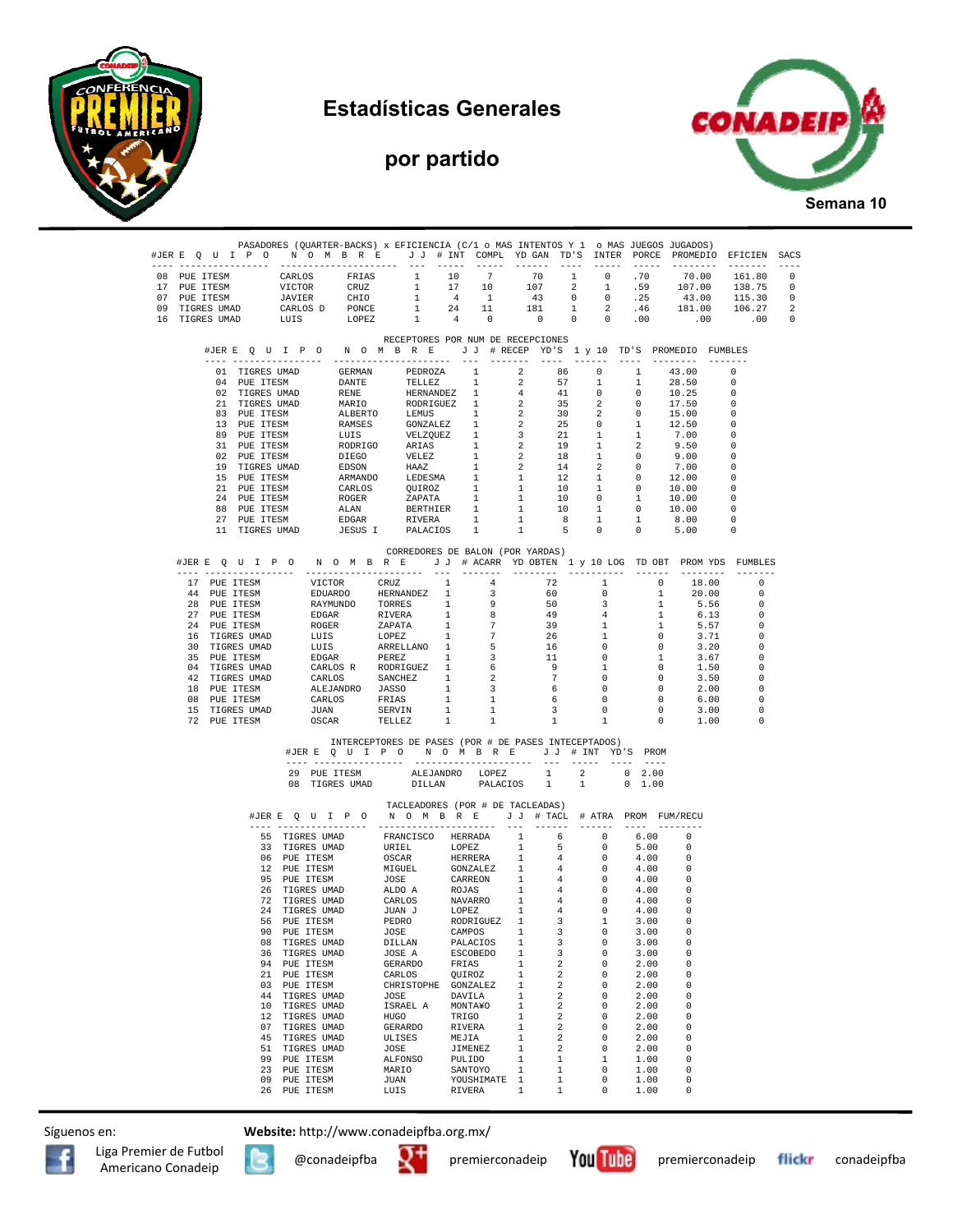# Estadísticas Generales

## por partido

**Semana 10**

### PASADORES (QUARTER-BACKS) x EFICIENCIA (C/1 o MAS INTENTOS Y 1 o MAS JUEGOS JUGADOS)

| #JER | E Q U I P O | N O M B R E | | J J | # INT | COMPL | YD GAN | TD'S | INTER | PORCE | PROMEDIO | EFICIEN | SACS |
|---|---|---|---|---|---|---|---|---|---|---|---|---|---|
| 08 | PUE ITESM | CARLOS | FRIAS | 1 | 10 | 7 | 70 | 1 | 0 | .70 | 70.00 | 161.80 | 0 |
| 17 | PUE ITESM | VICTOR | CRUZ | 1 | 17 | 10 | 107 | 2 | 1 | .59 | 107.00 | 138.75 | 0 |
| 07 | PUE ITESM | JAVIER | CHIO | 1 | 4 | 1 | 43 | 0 | 0 | .25 | 43.00 | 115.30 | 0 |
| 09 | TIGRES UMAD | CARLOS D | PONCE | 1 | 24 | 11 | 181 | 1 | 2 | .46 | 181.00 | 106.27 | 2 |
| 16 | TIGRES UMAD | LUIS | LOPEZ | 1 | 4 | 0 | 0 | 0 | 0 | .00 | .00 | .00 | 0 |

### RECEPTORES POR NUM DE RECEPCIONES

| #JER | E Q U I P O | N O M B R E | | J J | # RECEP | YD'S | 1 y 10 | TD'S | PROMEDIO | FUMBLES |
|---|---|---|---|---|---|---|---|---|---|---|
| 01 | TIGRES UMAD | GERMAN | PEDROZA | 1 | 2 | 86 | 0 | 1 | 43.00 | 0 |
| 04 | PUE ITESM | DANTE | TELLEZ | 1 | 2 | 57 | 1 | 1 | 28.50 | 0 |
| 02 | TIGRES UMAD | RENE | HERNANDEZ | 1 | 4 | 41 | 0 | 0 | 10.25 | 0 |
| 21 | TIGRES UMAD | MARIO | RODRIGUEZ | 1 | 2 | 35 | 2 | 0 | 17.50 | 0 |
| 83 | PUE ITESM | ALBERTO | LEMUS | 1 | 2 | 30 | 2 | 0 | 15.00 | 0 |
| 13 | PUE ITESM | RAMSES | GONZALEZ | 1 | 2 | 25 | 0 | 1 | 12.50 | 0 |
| 89 | PUE ITESM | LUIS | VELZQUEZ | 1 | 3 | 21 | 1 | 1 | 7.00 | 0 |
| 31 | PUE ITESM | RODRIGO | ARIAS | 1 | 2 | 19 | 1 | 2 | 9.50 | 0 |
| 02 | PUE ITESM | DIEGO | VELEZ | 1 | 2 | 18 | 1 | 0 | 9.00 | 0 |
| 19 | TIGRES UMAD | EDSON | HAAZ | 1 | 2 | 14 | 2 | 0 | 7.00 | 0 |
| 15 | PUE ITESM | ARMANDO | LEDESMA | 1 | 1 | 12 | 1 | 0 | 12.00 | 0 |
| 21 | PUE ITESM | CARLOS | QUIROZ | 1 | 1 | 10 | 1 | 0 | 10.00 | 0 |
| 24 | PUE ITESM | ROGER | ZAPATA | 1 | 1 | 10 | 0 | 1 | 10.00 | 0 |
| 88 | PUE ITESM | ALAN | BERTHIER | 1 | 1 | 10 | 1 | 0 | 10.00 | 0 |
| 27 | PUE ITESM | EDGAR | RIVERA | 1 | 1 | 8 | 1 | 1 | 8.00 | 0 |
| 11 | TIGRES UMAD | JESUS I | PALACIOS | 1 | 1 | 5 | 0 | 0 | 5.00 | 0 |

### CORREDORES DE BALON (POR YARDAS)

| #JER | E Q U I P O | N O M B R E | | J J | # ACARR | YD OBTEN | 1 y 10 LOG | TD OBT | PROM YDS | FUMBLES |
|---|---|---|---|---|---|---|---|---|---|---|
| 17 | PUE ITESM | VICTOR | CRUZ | 1 | 4 | 72 | 1 | 0 | 18.00 | 0 |
| 44 | PUE ITESM | EDUARDO | HERNANDEZ | 1 | 3 | 60 | 0 | 1 | 20.00 | 0 |
| 28 | PUE ITESM | RAYMUNDO | TORRES | 1 | 9 | 50 | 3 | 1 | 5.56 | 0 |
| 27 | PUE ITESM | EDGAR | RIVERA | 1 | 8 | 49 | 4 | 1 | 6.13 | 0 |
| 24 | PUE ITESM | ROGER | ZAPATA | 1 | 7 | 39 | 1 | 1 | 5.57 | 0 |
| 16 | TIGRES UMAD | LUIS | LOPEZ | 1 | 7 | 26 | 1 | 0 | 3.71 | 0 |
| 30 | TIGRES UMAD | LUIS | ARRELLANO | 1 | 5 | 16 | 0 | 0 | 3.20 | 0 |
| 35 | PUE ITESM | EDGAR | PEREZ | 1 | 3 | 11 | 0 | 1 | 3.67 | 0 |
| 04 | TIGRES UMAD | CARLOS R | RODRIGUEZ | 1 | 6 | 9 | 1 | 0 | 1.50 | 0 |
| 42 | TIGRES UMAD | CARLOS | SANCHEZ | 1 | 2 | 7 | 0 | 0 | 3.50 | 0 |
| 18 | PUE ITESM | ALEJANDRO | JASSO | 1 | 3 | 6 | 0 | 0 | 2.00 | 0 |
| 08 | PUE ITESM | CARLOS | FRIAS | 1 | 1 | 6 | 0 | 0 | 6.00 | 0 |
| 15 | TIGRES UMAD | JUAN | SERVIN | 1 | 1 | 3 | 0 | 0 | 3.00 | 0 |
| 72 | PUE ITESM | OSCAR | TELLEZ | 1 | 1 | 1 | 1 | 0 | 1.00 | 0 |

### INTERCEPTORES DE PASES (POR # DE PASES INTECEPTADOS)

| #JER | E Q U I P O | N O M B R E | | J J | # INT | YD'S | PROM |
|---|---|---|---|---|---|---|---|
| 29 | PUE ITESM | ALEJANDRO | LOPEZ | 1 | 2 | 0 | 2.00 |
| 08 | TIGRES UMAD | DILLAN | PALACIOS | 1 | 1 | 0 | 1.00 |

### TACLEADORES (POR # DE TACLEADAS)

| #JER | E Q U I P O | N O M B R E | | J J | # TACL | # ATRA | PROM | FUM/RECU |
|---|---|---|---|---|---|---|---|---|
| 55 | TIGRES UMAD | FRANCISCO | HERRADA | 1 | 6 | 0 | 6.00 | 0 |
| 33 | TIGRES UMAD | URIEL | LOPEZ | 1 | 5 | 0 | 5.00 | 0 |
| 06 | PUE ITESM | OSCAR | HERRERA | 1 | 4 | 0 | 4.00 | 0 |
| 12 | PUE ITESM | MIGUEL | GONZALEZ | 1 | 4 | 0 | 4.00 | 0 |
| 95 | PUE ITESM | JOSE | CARREON | 1 | 4 | 0 | 4.00 | 0 |
| 26 | TIGRES UMAD | ALDO A | ROJAS | 1 | 4 | 0 | 4.00 | 0 |
| 72 | TIGRES UMAD | CARLOS | NAVARRO | 1 | 4 | 0 | 4.00 | 0 |
| 24 | TIGRES UMAD | JUAN J | LOPEZ | 1 | 4 | 0 | 4.00 | 0 |
| 56 | PUE ITESM | PEDRO | RODRIGUEZ | 1 | 3 | 1 | 3.00 | 0 |
| 90 | PUE ITESM | JOSE | CAMPOS | 1 | 3 | 0 | 3.00 | 0 |
| 08 | TIGRES UMAD | DILLAN | PALACIOS | 1 | 3 | 0 | 3.00 | 0 |
| 36 | TIGRES UMAD | JOSE A | ESCOBEDO | 1 | 3 | 0 | 3.00 | 0 |
| 94 | PUE ITESM | GERARDO | FRIAS | 1 | 2 | 0 | 2.00 | 0 |
| 21 | PUE ITESM | CARLOS | QUIROZ | 1 | 2 | 0 | 2.00 | 0 |
| 03 | PUE ITESM | CHRISTOPHE | GONZALEZ | 1 | 2 | 0 | 2.00 | 0 |
| 44 | TIGRES UMAD | JOSE | DAVILA | 1 | 2 | 0 | 2.00 | 0 |
| 10 | TIGRES UMAD | ISRAEL A | MONTA¥O | 1 | 2 | 0 | 2.00 | 0 |
| 12 | TIGRES UMAD | HUGO | TRIGO | 1 | 2 | 0 | 2.00 | 0 |
| 07 | TIGRES UMAD | GERARDO | RIVERA | 1 | 2 | 0 | 2.00 | 0 |
| 45 | TIGRES UMAD | ULISES | MEJIA | 1 | 2 | 0 | 2.00 | 0 |
| 51 | TIGRES UMAD | JOSE | JIMENEZ | 1 | 2 | 0 | 2.00 | 0 |
| 99 | PUE ITESM | ALFONSO | PULIDO | 1 | 1 | 1 | 1.00 | 0 |
| 23 | PUE ITESM | MARIO | SANTOYO | 1 | 1 | 0 | 1.00 | 0 |
| 09 | PUE ITESM | JUAN | YOUSHIMATE | 1 | 1 | 0 | 1.00 | 0 |
| 26 | PUE ITESM | LUIS | RIVERA | 1 | 1 | 0 | 1.00 | 0 |

Síguenos en: **Website:** http://www.conadeipfba.org.mx/

Liga Premier de Futbol Americano Conadeip | @conadeipfba | premierconadeip | premierconadeip | conadeipfba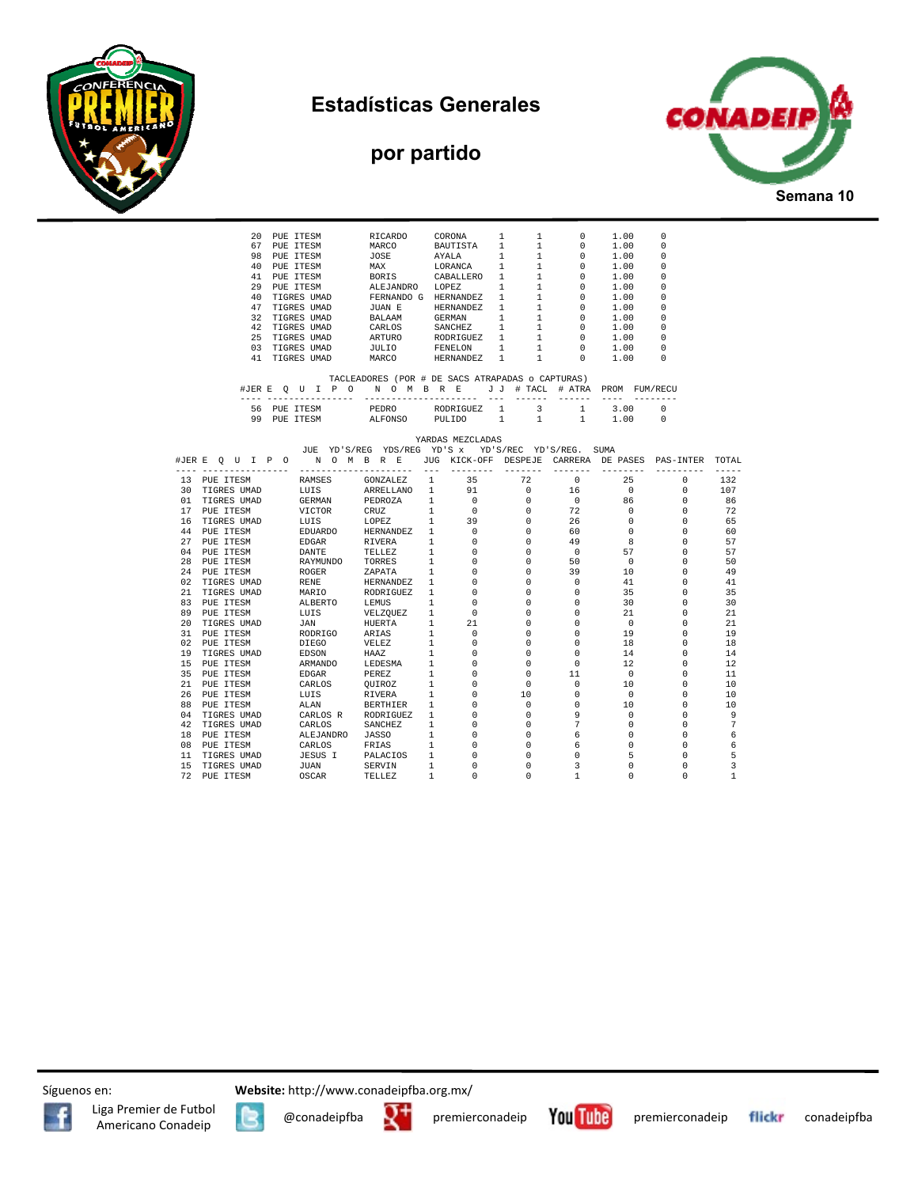# Estadísticas Generales

## por partido

Semana 10

| | | | | | | | | |
|---|---|---|---|---|---|---|---|---|
| 20 | PUE ITESM | RICARDO | CORONA | 1 | 1 | 0 | 1.00 | 0 |
| 67 | PUE ITESM | MARCO | BAUTISTA | 1 | 1 | 0 | 1.00 | 0 |
| 98 | PUE ITESM | JOSE | AYALA | 1 | 1 | 0 | 1.00 | 0 |
| 40 | PUE ITESM | MAX | LORANCA | 1 | 1 | 0 | 1.00 | 0 |
| 41 | PUE ITESM | BORIS | CABALLERO | 1 | 1 | 0 | 1.00 | 0 |
| 29 | PUE ITESM | ALEJANDRO | LOPEZ | 1 | 1 | 0 | 1.00 | 0 |
| 40 | TIGRES UMAD | FERNANDO G | HERNANDEZ | 1 | 1 | 0 | 1.00 | 0 |
| 47 | TIGRES UMAD | JUAN E | HERNANDEZ | 1 | 1 | 0 | 1.00 | 0 |
| 32 | TIGRES UMAD | BALAAM | GERMAN | 1 | 1 | 0 | 1.00 | 0 |
| 42 | TIGRES UMAD | CARLOS | SANCHEZ | 1 | 1 | 0 | 1.00 | 0 |
| 25 | TIGRES UMAD | ARTURO | RODRIGUEZ | 1 | 1 | 0 | 1.00 | 0 |
| 03 | TIGRES UMAD | JULIO | FENELON | 1 | 1 | 0 | 1.00 | 0 |
| 41 | TIGRES UMAD | MARCO | HERNANDEZ | 1 | 1 | 0 | 1.00 | 0 |

TACLEADORES (POR # DE SACS ATRAPADAS o CAPTURAS)

| #JER | E Q U I P O | N O M B R E | | J J | # TACL | # ATRA | PROM | FUM/RECU |
|---|---|---|---|---|---|---|---|---|
| 56 | PUE ITESM | PEDRO | RODRIGUEZ | 1 | 3 | 1 | 3.00 | 0 |
| 99 | PUE ITESM | ALFONSO | PULIDO | 1 | 1 | 1 | 1.00 | 0 |

YARDAS MEZCLADAS

| #JER | E Q U I P O | N O M B R E | | JUE JUG | YD'S/REG KICK-OFF | YDS/REG YD'S x DESPEJE | YD'S/REC CARRERA | YD'S/REG. DE PASES | SUMA PAS-INTER | TOTAL |
|---|---|---|---|---|---|---|---|---|---|---|
| 13 | PUE ITESM | RAMSES | GONZALEZ | 1 | 35 | 72 | 0 | 25 | 0 | 132 |
| 30 | TIGRES UMAD | LUIS | ARRELLANO | 1 | 91 | 0 | 16 | 0 | 0 | 107 |
| 01 | TIGRES UMAD | GERMAN | PEDROZA | 1 | 0 | 0 | 0 | 86 | 0 | 86 |
| 17 | PUE ITESM | VICTOR | CRUZ | 1 | 0 | 0 | 72 | 0 | 0 | 72 |
| 16 | TIGRES UMAD | LUIS | LOPEZ | 1 | 39 | 0 | 26 | 0 | 0 | 65 |
| 44 | PUE ITESM | EDUARDO | HERNANDEZ | 1 | 0 | 0 | 60 | 0 | 0 | 60 |
| 27 | PUE ITESM | EDGAR | RIVERA | 1 | 0 | 0 | 49 | 8 | 0 | 57 |
| 04 | PUE ITESM | DANTE | TELLEZ | 1 | 0 | 0 | 0 | 57 | 0 | 57 |
| 28 | PUE ITESM | RAYMUNDO | TORRES | 1 | 0 | 0 | 50 | 0 | 0 | 50 |
| 24 | PUE ITESM | ROGER | ZAPATA | 1 | 0 | 0 | 39 | 10 | 0 | 49 |
| 02 | TIGRES UMAD | RENE | HERNANDEZ | 1 | 0 | 0 | 0 | 41 | 0 | 41 |
| 21 | TIGRES UMAD | MARIO | RODRIGUEZ | 1 | 0 | 0 | 0 | 35 | 0 | 35 |
| 83 | PUE ITESM | ALBERTO | LEMUS | 1 | 0 | 0 | 0 | 30 | 0 | 30 |
| 89 | PUE ITESM | LUIS | VELZQUEZ | 1 | 0 | 0 | 0 | 21 | 0 | 21 |
| 20 | TIGRES UMAD | JAN | HUERTA | 1 | 21 | 0 | 0 | 0 | 0 | 21 |
| 31 | PUE ITESM | RODRIGO | ARIAS | 1 | 0 | 0 | 0 | 19 | 0 | 19 |
| 02 | PUE ITESM | DIEGO | VELEZ | 1 | 0 | 0 | 0 | 18 | 0 | 18 |
| 19 | TIGRES UMAD | EDSON | HAAZ | 1 | 0 | 0 | 0 | 14 | 0 | 14 |
| 15 | PUE ITESM | ARMANDO | LEDESMA | 1 | 0 | 0 | 0 | 12 | 0 | 12 |
| 35 | PUE ITESM | EDGAR | PEREZ | 1 | 0 | 0 | 11 | 0 | 0 | 11 |
| 21 | PUE ITESM | CARLOS | QUIROZ | 1 | 0 | 0 | 0 | 10 | 0 | 10 |
| 26 | PUE ITESM | LUIS | RIVERA | 1 | 0 | 10 | 0 | 0 | 0 | 10 |
| 88 | PUE ITESM | ALAN | BERTHIER | 1 | 0 | 0 | 0 | 10 | 0 | 10 |
| 04 | TIGRES UMAD | CARLOS R | RODRIGUEZ | 1 | 0 | 0 | 9 | 0 | 0 | 9 |
| 42 | TIGRES UMAD | CARLOS | SANCHEZ | 1 | 0 | 0 | 7 | 0 | 0 | 7 |
| 18 | PUE ITESM | ALEJANDRO | JASSO | 1 | 0 | 0 | 6 | 0 | 0 | 6 |
| 08 | PUE ITESM | CARLOS | FRIAS | 1 | 0 | 0 | 6 | 0 | 0 | 6 |
| 11 | TIGRES UMAD | JESUS I | PALACIOS | 1 | 0 | 0 | 0 | 5 | 0 | 5 |
| 15 | TIGRES UMAD | JUAN | SERVIN | 1 | 0 | 0 | 3 | 0 | 0 | 3 |
| 72 | PUE ITESM | OSCAR | TELLEZ | 1 | 0 | 0 | 1 | 0 | 0 | 1 |

Síguenos en: Liga Premier de Futbol Americano Conadeip

**Website:** http://www.conadeipfba.org.mx/

@conadeipfba premierconadeip premierconadeip conadeipfba